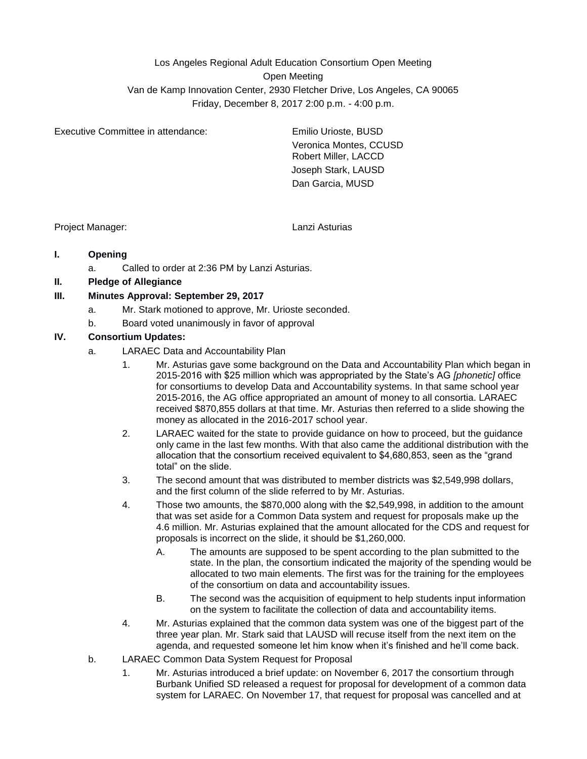Los Angeles Regional Adult Education Consortium Open Meeting

Open Meeting

Van de Kamp Innovation Center, 2930 Fletcher Drive, Los Angeles, CA 90065

Friday, December 8, 2017 2:00 p.m. - 4:00 p.m.

Executive Committee in attendance:

- Emilio Urioste, BUSD
- Veronica Montes, CCUSD
- Robert Miller, LACCD
- Joseph Stark, LAUSD
- Dan Garcia, MUSD

Project Manager: Lanzi Asturias

**I. Opening**

a. Called to order at 2:36 PM by Lanzi Asturias.

**II. Pledge of Allegiance**

**III. Minutes Approval: September 29, 2017**

a. Mr. Stark motioned to approve, Mr. Urioste seconded.

b. Board voted unanimously in favor of approval

**IV. Consortium Updates:**

a. LARAEC Data and Accountability Plan

1. Mr. Asturias gave some background on the Data and Accountability Plan which began in 2015-2016 with $25 million which was appropriated by the State's AG *[phonetic]* office for consortiums to develop Data and Accountability systems. In that same school year 2015-2016, the AG office appropriated an amount of money to all consortia. LARAEC received $870,855 dollars at that time. Mr. Asturias then referred to a slide showing the money as allocated in the 2016-2017 school year.

2. LARAEC waited for the state to provide guidance on how to proceed, but the guidance only came in the last few months. With that also came the additional distribution with the allocation that the consortium received equivalent to $4,680,853, seen as the "grand total" on the slide.

3. The second amount that was distributed to member districts was $2,549,998 dollars, and the first column of the slide referred to by Mr. Asturias.

4. Those two amounts, the $870,000 along with the $2,549,998, in addition to the amount that was set aside for a Common Data system and request for proposals make up the 4.6 million. Mr. Asturias explained that the amount allocated for the CDS and request for proposals is incorrect on the slide, it should be $1,260,000.

   A. The amounts are supposed to be spent according to the plan submitted to the state. In the plan, the consortium indicated the majority of the spending would be allocated to two main elements. The first was for the training for the employees of the consortium on data and accountability issues.

   B. The second was the acquisition of equipment to help students input information on the system to facilitate the collection of data and accountability items.

4. Mr. Asturias explained that the common data system was one of the biggest part of the three year plan. Mr. Stark said that LAUSD will recuse itself from the next item on the agenda, and requested someone let him know when it's finished and he'll come back.

b. LARAEC Common Data System Request for Proposal

1. Mr. Asturias introduced a brief update: on November 6, 2017 the consortium through Burbank Unified SD released a request for proposal for development of a common data system for LARAEC. On November 17, that request for proposal was cancelled and at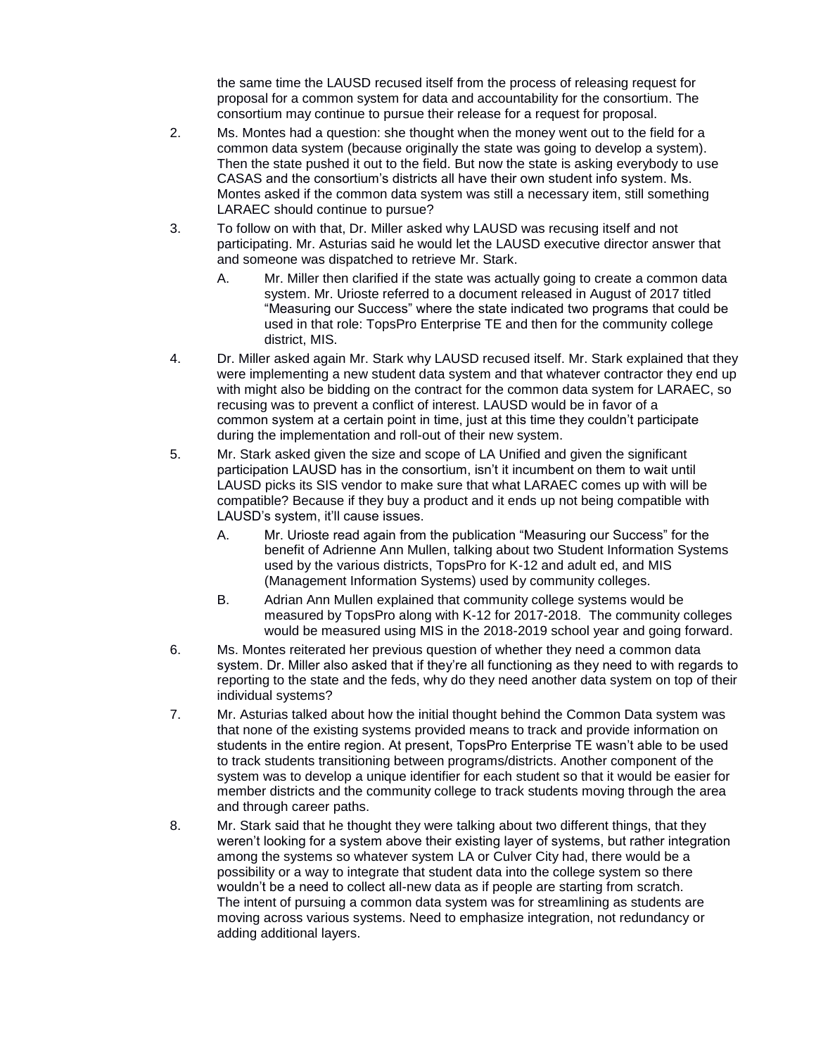the same time the LAUSD recused itself from the process of releasing request for proposal for a common system for data and accountability for the consortium. The consortium may continue to pursue their release for a request for proposal.

2. Ms. Montes had a question: she thought when the money went out to the field for a common data system (because originally the state was going to develop a system). Then the state pushed it out to the field. But now the state is asking everybody to use CASAS and the consortium's districts all have their own student info system. Ms. Montes asked if the common data system was still a necessary item, still something LARAEC should continue to pursue?

3. To follow on with that, Dr. Miller asked why LAUSD was recusing itself and not participating. Mr. Asturias said he would let the LAUSD executive director answer that and someone was dispatched to retrieve Mr. Stark.

   A. Mr. Miller then clarified if the state was actually going to create a common data system. Mr. Urioste referred to a document released in August of 2017 titled "Measuring our Success" where the state indicated two programs that could be used in that role: TopsPro Enterprise TE and then for the community college district, MIS.

4. Dr. Miller asked again Mr. Stark why LAUSD recused itself. Mr. Stark explained that they were implementing a new student data system and that whatever contractor they end up with might also be bidding on the contract for the common data system for LARAEC, so recusing was to prevent a conflict of interest. LAUSD would be in favor of a common system at a certain point in time, just at this time they couldn't participate during the implementation and roll-out of their new system.

5. Mr. Stark asked given the size and scope of LA Unified and given the significant participation LAUSD has in the consortium, isn't it incumbent on them to wait until LAUSD picks its SIS vendor to make sure that what LARAEC comes up with will be compatible? Because if they buy a product and it ends up not being compatible with LAUSD's system, it'll cause issues.

   A. Mr. Urioste read again from the publication "Measuring our Success" for the benefit of Adrienne Ann Mullen, talking about two Student Information Systems used by the various districts, TopsPro for K-12 and adult ed, and MIS (Management Information Systems) used by community colleges.

   B. Adrian Ann Mullen explained that community college systems would be measured by TopsPro along with K-12 for 2017-2018. The community colleges would be measured using MIS in the 2018-2019 school year and going forward.

6. Ms. Montes reiterated her previous question of whether they need a common data system. Dr. Miller also asked that if they're all functioning as they need to with regards to reporting to the state and the feds, why do they need another data system on top of their individual systems?

7. Mr. Asturias talked about how the initial thought behind the Common Data system was that none of the existing systems provided means to track and provide information on students in the entire region. At present, TopsPro Enterprise TE wasn't able to be used to track students transitioning between programs/districts. Another component of the system was to develop a unique identifier for each student so that it would be easier for member districts and the community college to track students moving through the area and through career paths.

8. Mr. Stark said that he thought they were talking about two different things, that they weren't looking for a system above their existing layer of systems, but rather integration among the systems so whatever system LA or Culver City had, there would be a possibility or a way to integrate that student data into the college system so there wouldn't be a need to collect all-new data as if people are starting from scratch. The intent of pursuing a common data system was for streamlining as students are moving across various systems. Need to emphasize integration, not redundancy or adding additional layers.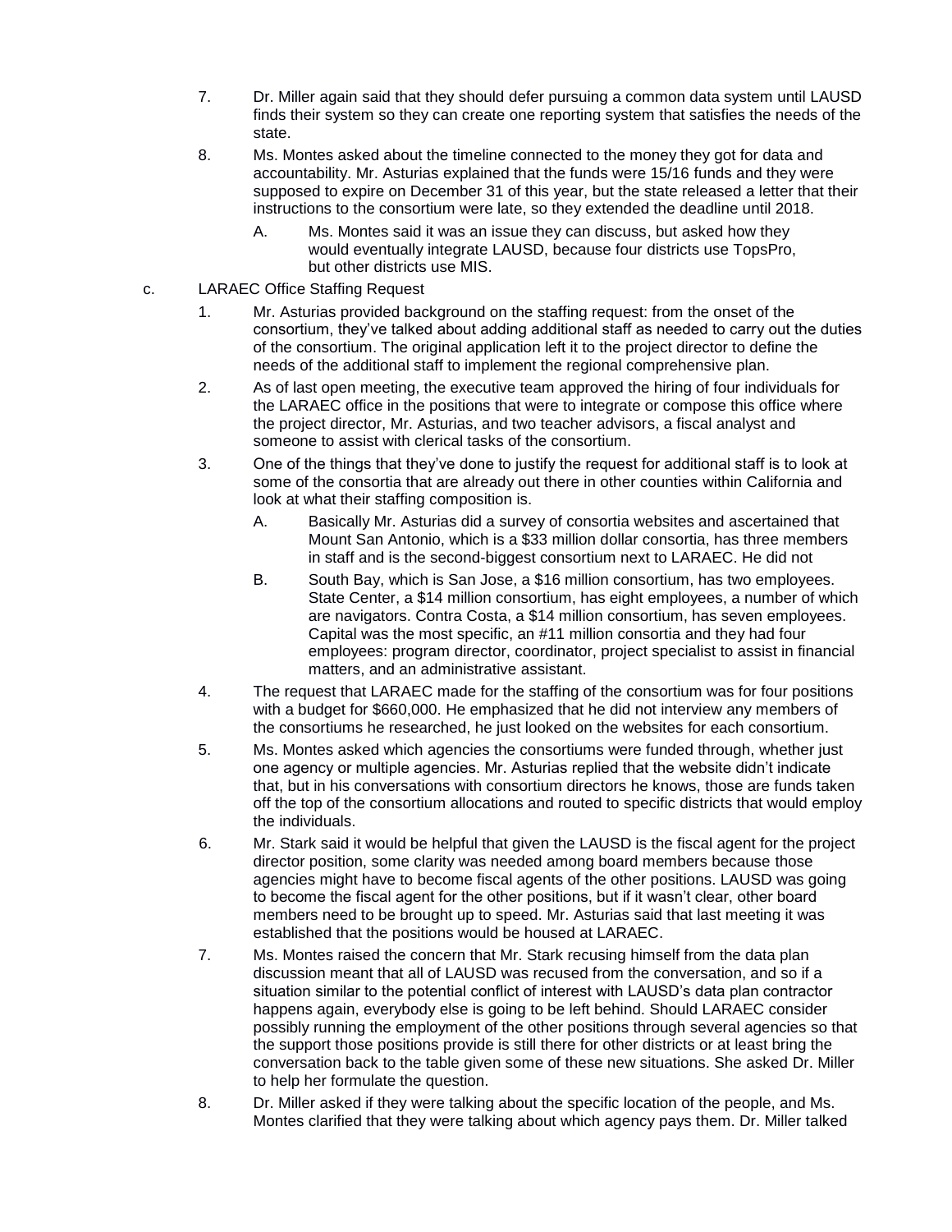7. Dr. Miller again said that they should defer pursuing a common data system until LAUSD finds their system so they can create one reporting system that satisfies the needs of the state.
8. Ms. Montes asked about the timeline connected to the money they got for data and accountability. Mr. Asturias explained that the funds were 15/16 funds and they were supposed to expire on December 31 of this year, but the state released a letter that their instructions to the consortium were late, so they extended the deadline until 2018.
    A. Ms. Montes said it was an issue they can discuss, but asked how they would eventually integrate LAUSD, because four districts use TopsPro, but other districts use MIS.

c. LARAEC Office Staffing Request

1. Mr. Asturias provided background on the staffing request: from the onset of the consortium, they've talked about adding additional staff as needed to carry out the duties of the consortium. The original application left it to the project director to define the needs of the additional staff to implement the regional comprehensive plan.
2. As of last open meeting, the executive team approved the hiring of four individuals for the LARAEC office in the positions that were to integrate or compose this office where the project director, Mr. Asturias, and two teacher advisors, a fiscal analyst and someone to assist with clerical tasks of the consortium.
3. One of the things that they've done to justify the request for additional staff is to look at some of the consortia that are already out there in other counties within California and look at what their staffing composition is.
    A. Basically Mr. Asturias did a survey of consortia websites and ascertained that Mount San Antonio, which is a $33 million dollar consortia, has three members in staff and is the second-biggest consortium next to LARAEC. He did not
    B. South Bay, which is San Jose, a $16 million consortium, has two employees. State Center, a $14 million consortium, has eight employees, a number of which are navigators. Contra Costa, a $14 million consortium, has seven employees. Capital was the most specific, an #11 million consortia and they had four employees: program director, coordinator, project specialist to assist in financial matters, and an administrative assistant.
4. The request that LARAEC made for the staffing of the consortium was for four positions with a budget for $660,000. He emphasized that he did not interview any members of the consortiums he researched, he just looked on the websites for each consortium.
5. Ms. Montes asked which agencies the consortiums were funded through, whether just one agency or multiple agencies. Mr. Asturias replied that the website didn't indicate that, but in his conversations with consortium directors he knows, those are funds taken off the top of the consortium allocations and routed to specific districts that would employ the individuals.
6. Mr. Stark said it would be helpful that given the LAUSD is the fiscal agent for the project director position, some clarity was needed among board members because those agencies might have to become fiscal agents of the other positions. LAUSD was going to become the fiscal agent for the other positions, but if it wasn't clear, other board members need to be brought up to speed. Mr. Asturias said that last meeting it was established that the positions would be housed at LARAEC.
7. Ms. Montes raised the concern that Mr. Stark recusing himself from the data plan discussion meant that all of LAUSD was recused from the conversation, and so if a situation similar to the potential conflict of interest with LAUSD's data plan contractor happens again, everybody else is going to be left behind. Should LARAEC consider possibly running the employment of the other positions through several agencies so that the support those positions provide is still there for other districts or at least bring the conversation back to the table given some of these new situations. She asked Dr. Miller to help her formulate the question.
8. Dr. Miller asked if they were talking about the specific location of the people, and Ms. Montes clarified that they were talking about which agency pays them. Dr. Miller talked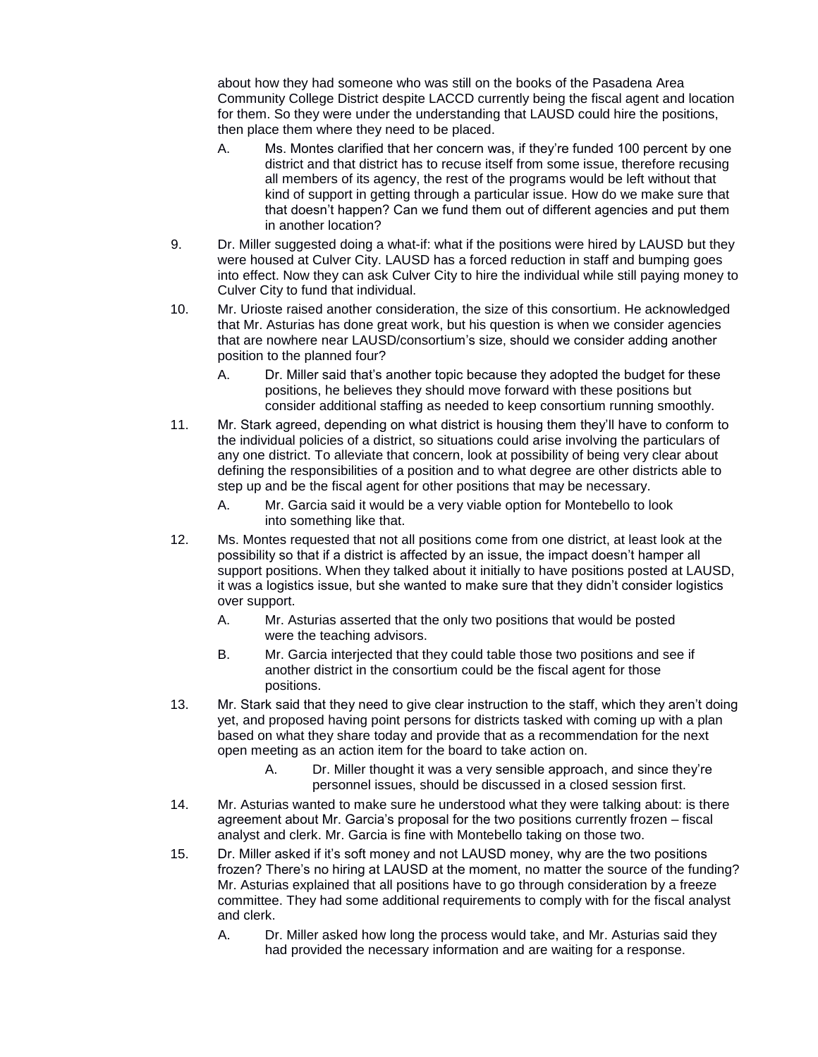about how they had someone who was still on the books of the Pasadena Area Community College District despite LACCD currently being the fiscal agent and location for them. So they were under the understanding that LAUSD could hire the positions, then place them where they need to be placed.

   A. Ms. Montes clarified that her concern was, if they're funded 100 percent by one district and that district has to recuse itself from some issue, therefore recusing all members of its agency, the rest of the programs would be left without that kind of support in getting through a particular issue. How do we make sure that that doesn't happen? Can we fund them out of different agencies and put them in another location?

9. Dr. Miller suggested doing a what-if: what if the positions were hired by LAUSD but they were housed at Culver City. LAUSD has a forced reduction in staff and bumping goes into effect. Now they can ask Culver City to hire the individual while still paying money to Culver City to fund that individual.

10. Mr. Urioste raised another consideration, the size of this consortium. He acknowledged that Mr. Asturias has done great work, but his question is when we consider agencies that are nowhere near LAUSD/consortium's size, should we consider adding another position to the planned four?

    A. Dr. Miller said that's another topic because they adopted the budget for these positions, he believes they should move forward with these positions but consider additional staffing as needed to keep consortium running smoothly.

11. Mr. Stark agreed, depending on what district is housing them they'll have to conform to the individual policies of a district, so situations could arise involving the particulars of any one district. To alleviate that concern, look at possibility of being very clear about defining the responsibilities of a position and to what degree are other districts able to step up and be the fiscal agent for other positions that may be necessary.

    A. Mr. Garcia said it would be a very viable option for Montebello to look into something like that.

12. Ms. Montes requested that not all positions come from one district, at least look at the possibility so that if a district is affected by an issue, the impact doesn't hamper all support positions. When they talked about it initially to have positions posted at LAUSD, it was a logistics issue, but she wanted to make sure that they didn't consider logistics over support.

    A. Mr. Asturias asserted that the only two positions that would be posted were the teaching advisors.

    B. Mr. Garcia interjected that they could table those two positions and see if another district in the consortium could be the fiscal agent for those positions.

13. Mr. Stark said that they need to give clear instruction to the staff, which they aren't doing yet, and proposed having point persons for districts tasked with coming up with a plan based on what they share today and provide that as a recommendation for the next open meeting as an action item for the board to take action on.

    A. Dr. Miller thought it was a very sensible approach, and since they're personnel issues, should be discussed in a closed session first.

14. Mr. Asturias wanted to make sure he understood what they were talking about: is there agreement about Mr. Garcia's proposal for the two positions currently frozen – fiscal analyst and clerk. Mr. Garcia is fine with Montebello taking on those two.

15. Dr. Miller asked if it's soft money and not LAUSD money, why are the two positions frozen? There's no hiring at LAUSD at the moment, no matter the source of the funding? Mr. Asturias explained that all positions have to go through consideration by a freeze committee. They had some additional requirements to comply with for the fiscal analyst and clerk.

    A. Dr. Miller asked how long the process would take, and Mr. Asturias said they had provided the necessary information and are waiting for a response.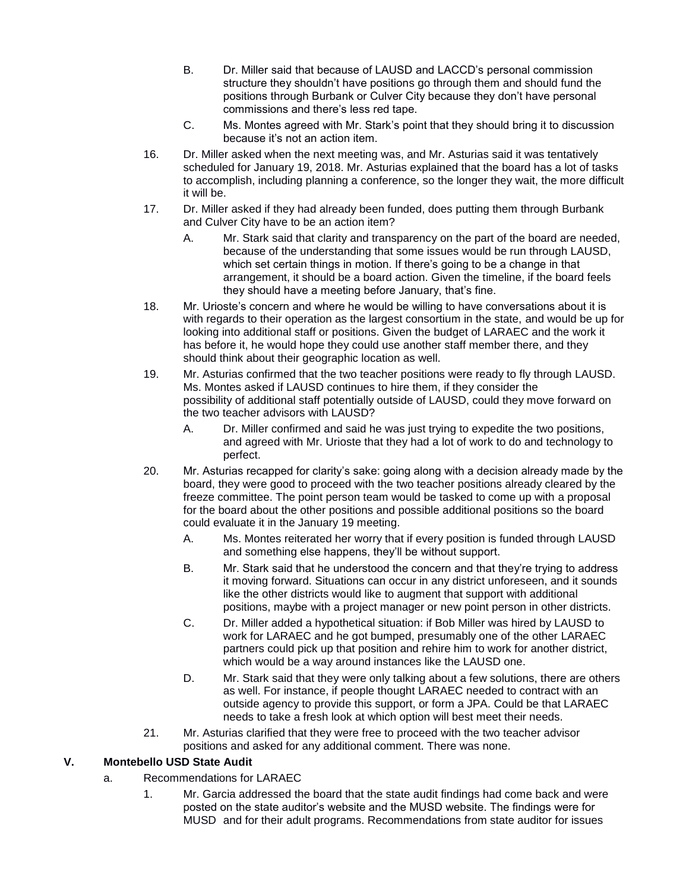B. Dr. Miller said that because of LAUSD and LACCD's personal commission structure they shouldn't have positions go through them and should fund the positions through Burbank or Culver City because they don't have personal commissions and there's less red tape.

C. Ms. Montes agreed with Mr. Stark's point that they should bring it to discussion because it's not an action item.

16. Dr. Miller asked when the next meeting was, and Mr. Asturias said it was tentatively scheduled for January 19, 2018. Mr. Asturias explained that the board has a lot of tasks to accomplish, including planning a conference, so the longer they wait, the more difficult it will be.

17. Dr. Miller asked if they had already been funded, does putting them through Burbank and Culver City have to be an action item?

    A. Mr. Stark said that clarity and transparency on the part of the board are needed, because of the understanding that some issues would be run through LAUSD, which set certain things in motion. If there's going to be a change in that arrangement, it should be a board action. Given the timeline, if the board feels they should have a meeting before January, that's fine.

18. Mr. Urioste's concern and where he would be willing to have conversations about it is with regards to their operation as the largest consortium in the state, and would be up for looking into additional staff or positions. Given the budget of LARAEC and the work it has before it, he would hope they could use another staff member there, and they should think about their geographic location as well.

19. Mr. Asturias confirmed that the two teacher positions were ready to fly through LAUSD. Ms. Montes asked if LAUSD continues to hire them, if they consider the possibility of additional staff potentially outside of LAUSD, could they move forward on the two teacher advisors with LAUSD?

    A. Dr. Miller confirmed and said he was just trying to expedite the two positions, and agreed with Mr. Urioste that they had a lot of work to do and technology to perfect.

20. Mr. Asturias recapped for clarity's sake: going along with a decision already made by the board, they were good to proceed with the two teacher positions already cleared by the freeze committee. The point person team would be tasked to come up with a proposal for the board about the other positions and possible additional positions so the board could evaluate it in the January 19 meeting.

    A. Ms. Montes reiterated her worry that if every position is funded through LAUSD and something else happens, they'll be without support.

    B. Mr. Stark said that he understood the concern and that they're trying to address it moving forward. Situations can occur in any district unforeseen, and it sounds like the other districts would like to augment that support with additional positions, maybe with a project manager or new point person in other districts.

    C. Dr. Miller added a hypothetical situation: if Bob Miller was hired by LAUSD to work for LARAEC and he got bumped, presumably one of the other LARAEC partners could pick up that position and rehire him to work for another district, which would be a way around instances like the LAUSD one.

    D. Mr. Stark said that they were only talking about a few solutions, there are others as well. For instance, if people thought LARAEC needed to contract with an outside agency to provide this support, or form a JPA. Could be that LARAEC needs to take a fresh look at which option will best meet their needs.

21. Mr. Asturias clarified that they were free to proceed with the two teacher advisor positions and asked for any additional comment. There was none.

## V. Montebello USD State Audit

a. Recommendations for LARAEC

1. Mr. Garcia addressed the board that the state audit findings had come back and were posted on the state auditor's website and the MUSD website. The findings were for MUSD and for their adult programs. Recommendations from state auditor for issues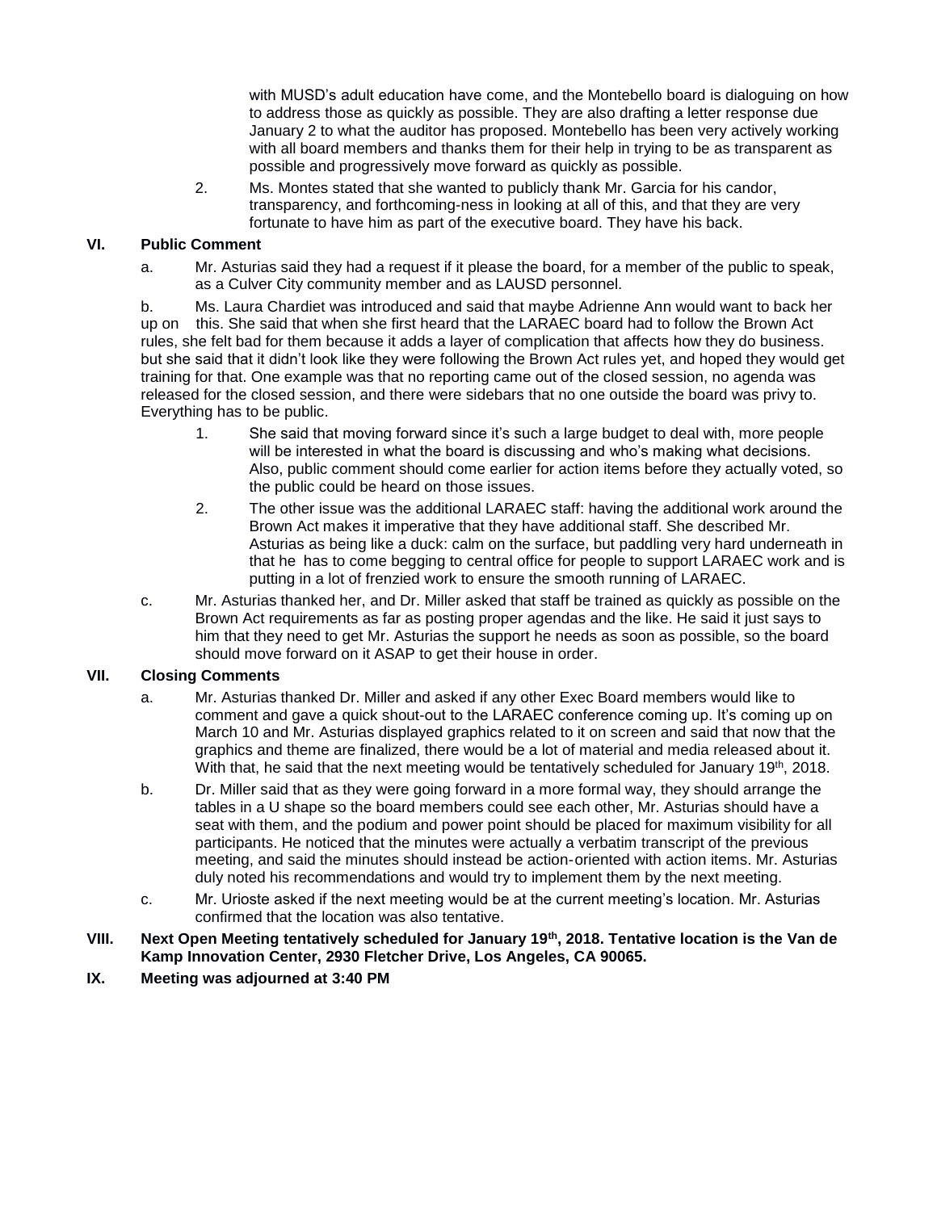with MUSD's adult education have come, and the Montebello board is dialoguing on how to address those as quickly as possible. They are also drafting a letter response due January 2 to what the auditor has proposed. Montebello has been very actively working with all board members and thanks them for their help in trying to be as transparent as possible and progressively move forward as quickly as possible.

2. Ms. Montes stated that she wanted to publicly thank Mr. Garcia for his candor, transparency, and forthcoming-ness in looking at all of this, and that they are very fortunate to have him as part of the executive board. They have his back.

**VI. Public Comment**

a. Mr. Asturias said they had a request if it please the board, for a member of the public to speak, as a Culver City community member and as LAUSD personnel.

b. Ms. Laura Chardiet was introduced and said that maybe Adrienne Ann would want to back her up on this. She said that when she first heard that the LARAEC board had to follow the Brown Act rules, she felt bad for them because it adds a layer of complication that affects how they do business. but she said that it didn't look like they were following the Brown Act rules yet, and hoped they would get training for that. One example was that no reporting came out of the closed session, no agenda was released for the closed session, and there were sidebars that no one outside the board was privy to. Everything has to be public.

1. She said that moving forward since it's such a large budget to deal with, more people will be interested in what the board is discussing and who's making what decisions. Also, public comment should come earlier for action items before they actually voted, so the public could be heard on those issues.
2. The other issue was the additional LARAEC staff: having the additional work around the Brown Act makes it imperative that they have additional staff. She described Mr. Asturias as being like a duck: calm on the surface, but paddling very hard underneath in that he has to come begging to central office for people to support LARAEC work and is putting in a lot of frenzied work to ensure the smooth running of LARAEC.

c. Mr. Asturias thanked her, and Dr. Miller asked that staff be trained as quickly as possible on the Brown Act requirements as far as posting proper agendas and the like. He said it just says to him that they need to get Mr. Asturias the support he needs as soon as possible, so the board should move forward on it ASAP to get their house in order.

**VII. Closing Comments**

a. Mr. Asturias thanked Dr. Miller and asked if any other Exec Board members would like to comment and gave a quick shout-out to the LARAEC conference coming up. It's coming up on March 10 and Mr. Asturias displayed graphics related to it on screen and said that now that the graphics and theme are finalized, there would be a lot of material and media released about it. With that, he said that the next meeting would be tentatively scheduled for January 19th, 2018.

b. Dr. Miller said that as they were going forward in a more formal way, they should arrange the tables in a U shape so the board members could see each other, Mr. Asturias should have a seat with them, and the podium and power point should be placed for maximum visibility for all participants. He noticed that the minutes were actually a verbatim transcript of the previous meeting, and said the minutes should instead be action-oriented with action items. Mr. Asturias duly noted his recommendations and would try to implement them by the next meeting.

c. Mr. Urioste asked if the next meeting would be at the current meeting's location. Mr. Asturias confirmed that the location was also tentative.

**VIII. Next Open Meeting tentatively scheduled for January 19th, 2018. Tentative location is the Van de Kamp Innovation Center, 2930 Fletcher Drive, Los Angeles, CA 90065.**

**IX. Meeting was adjourned at 3:40 PM**